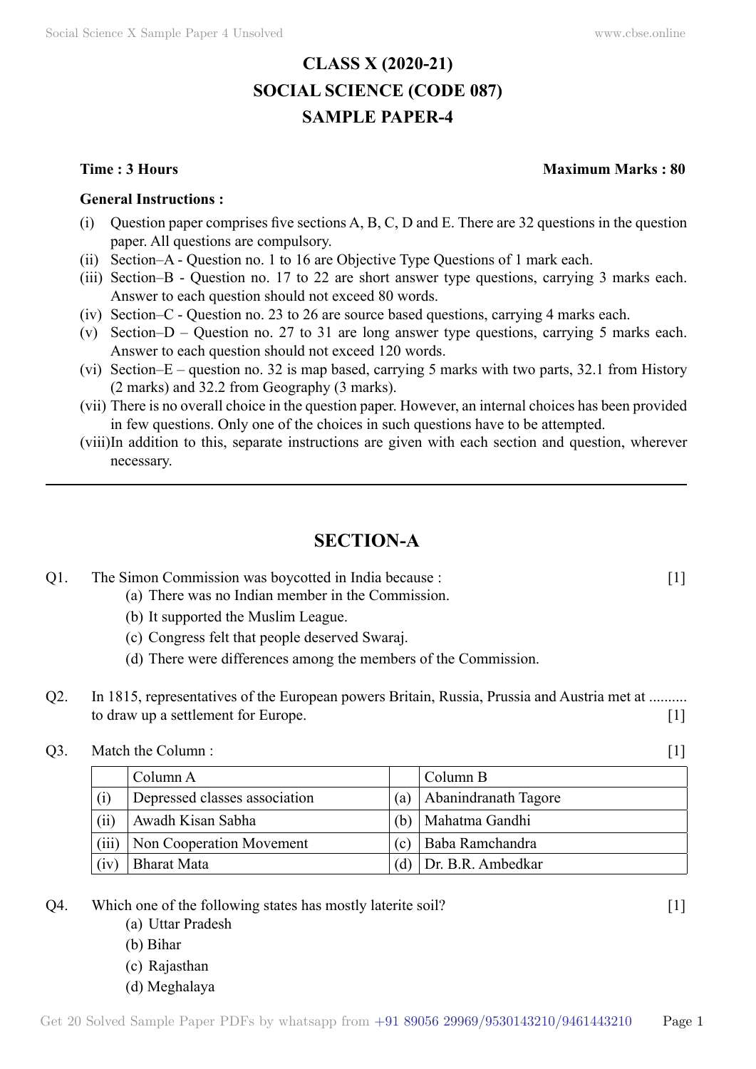# CLASS X (2020-21)
# SOCIAL SCIENCE (CODE 087)
# SAMPLE PAPER-4

**Time : 3 Hours** **Maximum Marks : 80**

**General Instructions :**

(i) Question paper comprises five sections A, B, C, D and E. There are 32 questions in the question paper. All questions are compulsory.

(ii) Section–A - Question no. 1 to 16 are Objective Type Questions of 1 mark each.

(iii) Section–B - Question no. 17 to 22 are short answer type questions, carrying 3 marks each. Answer to each question should not exceed 80 words.

(iv) Section–C - Question no. 23 to 26 are source based questions, carrying 4 marks each.

(v) Section–D – Question no. 27 to 31 are long answer type questions, carrying 5 marks each. Answer to each question should not exceed 120 words.

(vi) Section–E – question no. 32 is map based, carrying 5 marks with two parts, 32.1 from History (2 marks) and 32.2 from Geography (3 marks).

(vii) There is no overall choice in the question paper. However, an internal choices has been provided in few questions. Only one of the choices in such questions have to be attempted.

(viii) In addition to this, separate instructions are given with each section and question, wherever necessary.

---

## SECTION-A

Q1. The Simon Commission was boycotted in India because : [1]

(a) There was no Indian member in the Commission.

(b) It supported the Muslim League.

(c) Congress felt that people deserved Swaraj.

(d) There were differences among the members of the Commission.

Q2. In 1815, representatives of the European powers Britain, Russia, Prussia and Austria met at .......... to draw up a settlement for Europe. [1]

Q3. Match the Column : [1]

| | Column A | | Column B |
|---|---|---|---|
| (i) | Depressed classes association | (a) | Abanindranath Tagore |
| (ii) | Awadh Kisan Sabha | (b) | Mahatma Gandhi |
| (iii) | Non Cooperation Movement | (c) | Baba Ramchandra |
| (iv) | Bharat Mata | (d) | Dr. B.R. Ambedkar |

Q4. Which one of the following states has mostly laterite soil? [1]

(a) Uttar Pradesh

(b) Bihar

(c) Rajasthan

(d) Meghalaya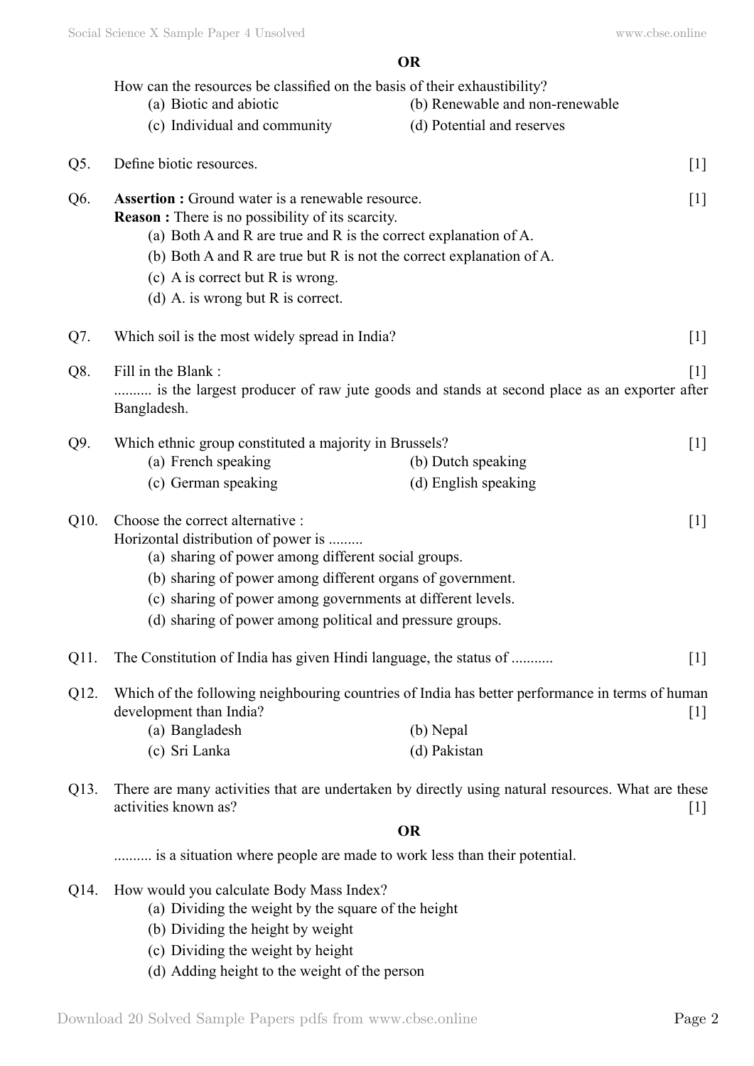**OR**

How can the resources be classified on the basis of their exhaustibility?

(a) Biotic and abiotic
(b) Renewable and non-renewable
(c) Individual and community
(d) Potential and reserves

Q5. Define biotic resources. [1]

Q6. **Assertion :** Ground water is a renewable resource. [1]
**Reason :** There is no possibility of its scarcity.

(a) Both A and R are true and R is the correct explanation of A.
(b) Both A and R are true but R is not the correct explanation of A.
(c) A is correct but R is wrong.
(d) A. is wrong but R is correct.

Q7. Which soil is the most widely spread in India? [1]

Q8. Fill in the Blank : [1]
.......... is the largest producer of raw jute goods and stands at second place as an exporter after Bangladesh.

Q9. Which ethnic group constituted a majority in Brussels? [1]

(a) French speaking
(b) Dutch speaking
(c) German speaking
(d) English speaking

Q10. Choose the correct alternative : [1]
Horizontal distribution of power is .........

(a) sharing of power among different social groups.
(b) sharing of power among different organs of government.
(c) sharing of power among governments at different levels.
(d) sharing of power among political and pressure groups.

Q11. The Constitution of India has given Hindi language, the status of ........... [1]

Q12. Which of the following neighbouring countries of India has better performance in terms of human development than India? [1]

(a) Bangladesh
(b) Nepal
(c) Sri Lanka
(d) Pakistan

Q13. There are many activities that are undertaken by directly using natural resources. What are these activities known as? [1]

**OR**

.......... is a situation where people are made to work less than their potential.

Q14. How would you calculate Body Mass Index?

(a) Dividing the weight by the square of the height
(b) Dividing the height by weight
(c) Dividing the weight by height
(d) Adding height to the weight of the person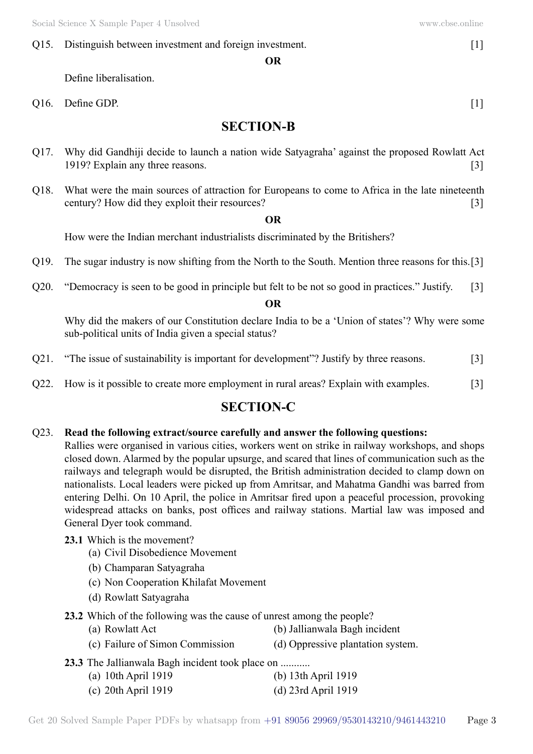Q15. Distinguish between investment and foreign investment. [1]

**OR**

Define liberalisation.

Q16. Define GDP. [1]

## SECTION-B

Q17. Why did Gandhiji decide to launch a nation wide Satyagraha' against the proposed Rowlatt Act 1919? Explain any three reasons. [3]

Q18. What were the main sources of attraction for Europeans to come to Africa in the late nineteenth century? How did they exploit their resources? [3]

**OR**

How were the Indian merchant industrialists discriminated by the Britishers?

Q19. The sugar industry is now shifting from the North to the South. Mention three reasons for this. [3]

Q20. "Democracy is seen to be good in principle but felt to be not so good in practices." Justify. [3]

**OR**

Why did the makers of our Constitution declare India to be a 'Union of states'? Why were some sub-political units of India given a special status?

Q21. "The issue of sustainability is important for development"? Justify by three reasons. [3]

Q22. How is it possible to create more employment in rural areas? Explain with examples. [3]

## SECTION-C

Q23. **Read the following extract/source carefully and answer the following questions:**

Rallies were organised in various cities, workers went on strike in railway workshops, and shops closed down. Alarmed by the popular upsurge, and scared that lines of communication such as the railways and telegraph would be disrupted, the British administration decided to clamp down on nationalists. Local leaders were picked up from Amritsar, and Mahatma Gandhi was barred from entering Delhi. On 10 April, the police in Amritsar fired upon a peaceful procession, provoking widespread attacks on banks, post offices and railway stations. Martial law was imposed and General Dyer took command.

**23.1** Which is the movement?

(a) Civil Disobedience Movement
(b) Champaran Satyagraha
(c) Non Cooperation Khilafat Movement
(d) Rowlatt Satyagraha

**23.2** Which of the following was the cause of unrest among the people?

(a) Rowlatt Act
(b) Jallianwala Bagh incident
(c) Failure of Simon Commission
(d) Oppressive plantation system.

**23.3** The Jallianwala Bagh incident took place on ...........

(a) 10th April 1919
(b) 13th April 1919
(c) 20th April 1919
(d) 23rd April 1919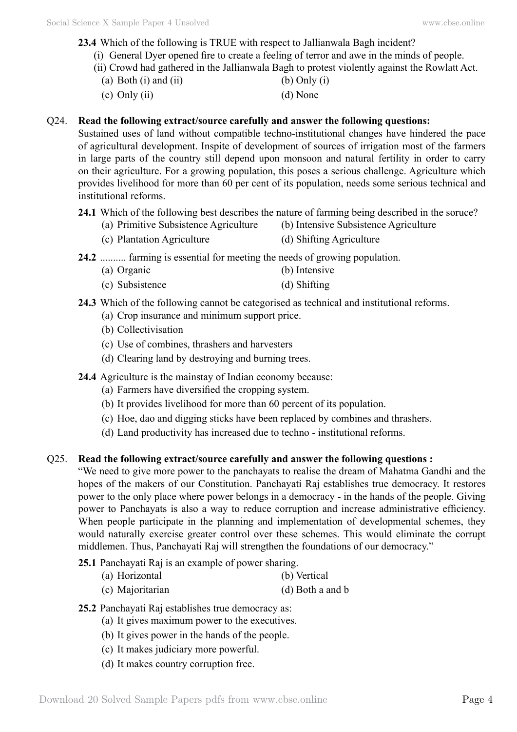**23.4** Which of the following is TRUE with respect to Jallianwala Bagh incident?

(i) General Dyer opened fire to create a feeling of terror and awe in the minds of people.

(ii) Crowd had gathered in the Jallianwala Bagh to protest violently against the Rowlatt Act.

(a) Both (i) and (ii)
(b) Only (i)
(c) Only (ii)
(d) None

Q24. **Read the following extract/source carefully and answer the following questions:**

Sustained uses of land without compatible techno-institutional changes have hindered the pace of agricultural development. Inspite of development of sources of irrigation most of the farmers in large parts of the country still depend upon monsoon and natural fertility in order to carry on their agriculture. For a growing population, this poses a serious challenge. Agriculture which provides livelihood for more than 60 per cent of its population, needs some serious technical and institutional reforms.

**24.1** Which of the following best describes the nature of farming being described in the soruce?

(a) Primitive Subsistence Agriculture
(b) Intensive Subsistence Agriculture
(c) Plantation Agriculture
(d) Shifting Agriculture

**24.2** .......... farming is essential for meeting the needs of growing population.

(a) Organic
(b) Intensive
(c) Subsistence
(d) Shifting

**24.3** Which of the following cannot be categorised as technical and institutional reforms.

(a) Crop insurance and minimum support price.
(b) Collectivisation
(c) Use of combines, thrashers and harvesters
(d) Clearing land by destroying and burning trees.

**24.4** Agriculture is the mainstay of Indian economy because:

(a) Farmers have diversified the cropping system.
(b) It provides livelihood for more than 60 percent of its population.
(c) Hoe, dao and digging sticks have been replaced by combines and thrashers.
(d) Land productivity has increased due to techno - institutional reforms.

Q25. **Read the following extract/source carefully and answer the following questions :**

"We need to give more power to the panchayats to realise the dream of Mahatma Gandhi and the hopes of the makers of our Constitution. Panchayati Raj establishes true democracy. It restores power to the only place where power belongs in a democracy - in the hands of the people. Giving power to Panchayats is also a way to reduce corruption and increase administrative efficiency. When people participate in the planning and implementation of developmental schemes, they would naturally exercise greater control over these schemes. This would eliminate the corrupt middlemen. Thus, Panchayati Raj will strengthen the foundations of our democracy."

**25.1** Panchayati Raj is an example of power sharing.

(a) Horizontal
(b) Vertical
(c) Majoritarian
(d) Both a and b

**25.2** Panchayati Raj establishes true democracy as:

(a) It gives maximum power to the executives.
(b) It gives power in the hands of the people.
(c) It makes judiciary more powerful.
(d) It makes country corruption free.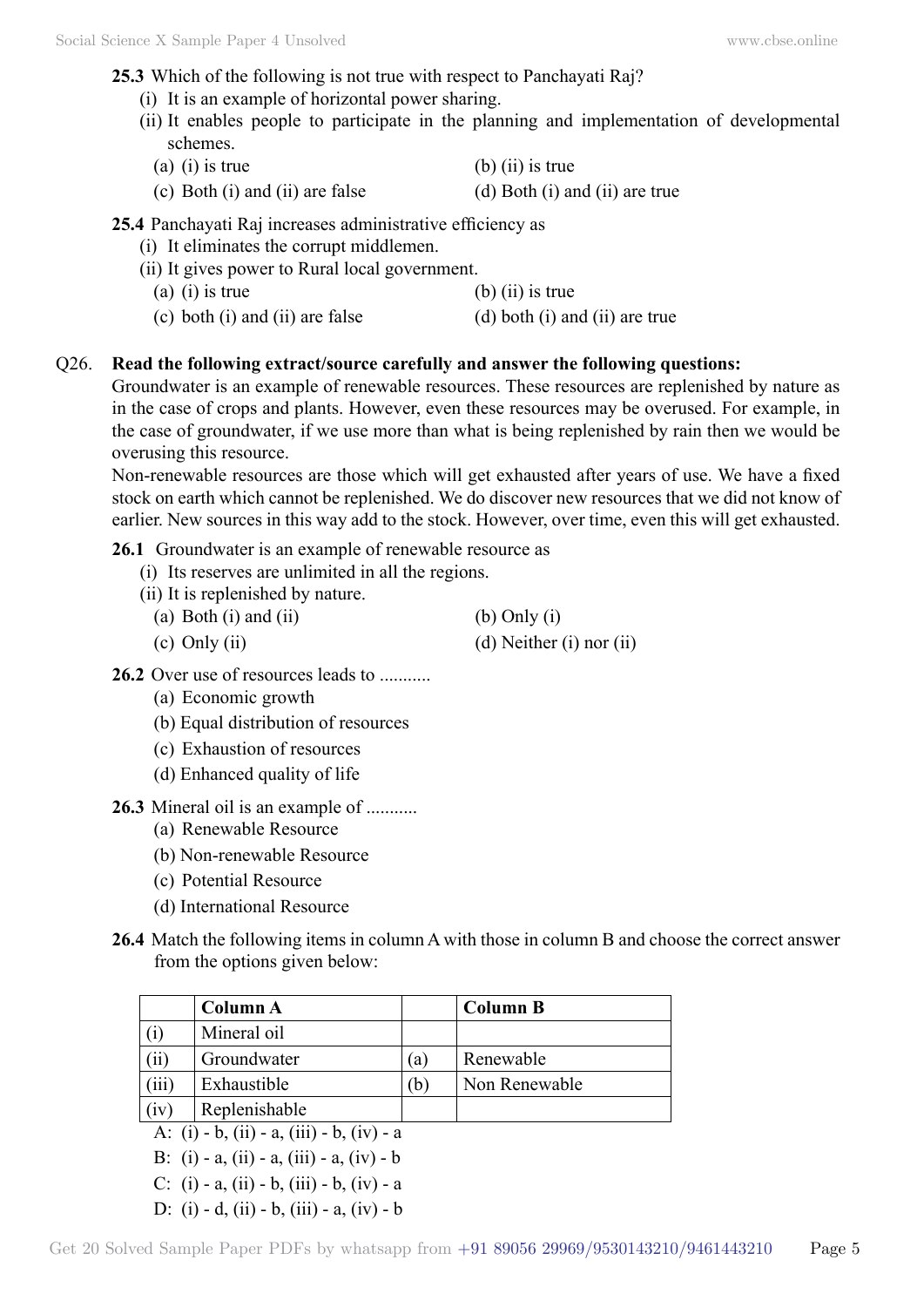**25.3** Which of the following is not true with respect to Panchayati Raj?

(i) It is an example of horizontal power sharing.

(ii) It enables people to participate in the planning and implementation of developmental schemes.

(a) (i) is true (b) (ii) is true

(c) Both (i) and (ii) are false (d) Both (i) and (ii) are true

**25.4** Panchayati Raj increases administrative efficiency as

(i) It eliminates the corrupt middlemen.

(ii) It gives power to Rural local government.

(a) (i) is true (b) (ii) is true

(c) both (i) and (ii) are false (d) both (i) and (ii) are true

Q26. **Read the following extract/source carefully and answer the following questions:**

Groundwater is an example of renewable resources. These resources are replenished by nature as in the case of crops and plants. However, even these resources may be overused. For example, in the case of groundwater, if we use more than what is being replenished by rain then we would be overusing this resource.

Non-renewable resources are those which will get exhausted after years of use. We have a fixed stock on earth which cannot be replenished. We do discover new resources that we did not know of earlier. New sources in this way add to the stock. However, over time, even this will get exhausted.

**26.1** Groundwater is an example of renewable resource as

(i) Its reserves are unlimited in all the regions.

(ii) It is replenished by nature.

(a) Both (i) and (ii) (b) Only (i)

(c) Only (ii) (d) Neither (i) nor (ii)

**26.2** Over use of resources leads to ...........

(a) Economic growth

(b) Equal distribution of resources

(c) Exhaustion of resources

(d) Enhanced quality of life

**26.3** Mineral oil is an example of ...........

(a) Renewable Resource

(b) Non-renewable Resource

(c) Potential Resource

(d) International Resource

**26.4** Match the following items in column A with those in column B and choose the correct answer from the options given below:

| | Column A | | Column B |
|---|---|---|---|
| (i) | Mineral oil | | |
| (ii) | Groundwater | (a) | Renewable |
| (iii) | Exhaustible | (b) | Non Renewable |
| (iv) | Replenishable | | |

A: (i) - b, (ii) - a, (iii) - b, (iv) - a

B: (i) - a, (ii) - a, (iii) - a, (iv) - b

C: (i) - a, (ii) - b, (iii) - b, (iv) - a

D: (i) - d, (ii) - b, (iii) - a, (iv) - b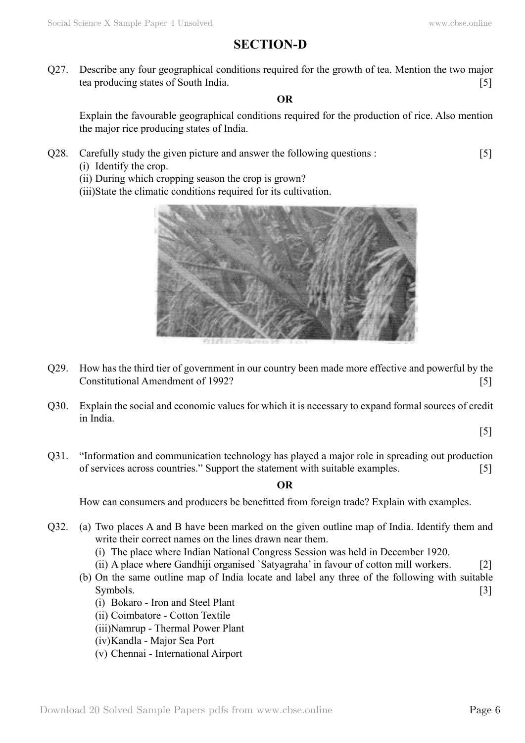## SECTION-D

Q27. Describe any four geographical conditions required for the growth of tea. Mention the two major tea producing states of South India. [5]

**OR**

Explain the favourable geographical conditions required for the production of rice. Also mention the major rice producing states of India.

Q28. Carefully study the given picture and answer the following questions : [5]

(i) Identify the crop.

(ii) During which cropping season the crop is grown?

(iii) State the climatic conditions required for its cultivation.

Q29. How has the third tier of government in our country been made more effective and powerful by the Constitutional Amendment of 1992? [5]

Q30. Explain the social and economic values for which it is necessary to expand formal sources of credit in India. [5]

Q31. "Information and communication technology has played a major role in spreading out production of services across countries." Support the statement with suitable examples. [5]

**OR**

How can consumers and producers be benefitted from foreign trade? Explain with examples.

Q32. (a) Two places A and B have been marked on the given outline map of India. Identify them and write their correct names on the lines drawn near them.

(i) The place where Indian National Congress Session was held in December 1920.

(ii) A place where Gandhiji organised `Satyagraha' in favour of cotton mill workers. [2]

(b) On the same outline map of India locate and label any three of the following with suitable Symbols. [3]

(i) Bokaro - Iron and Steel Plant

(ii) Coimbatore - Cotton Textile

(iii) Namrup - Thermal Power Plant

(iv) Kandla - Major Sea Port

(v) Chennai - International Airport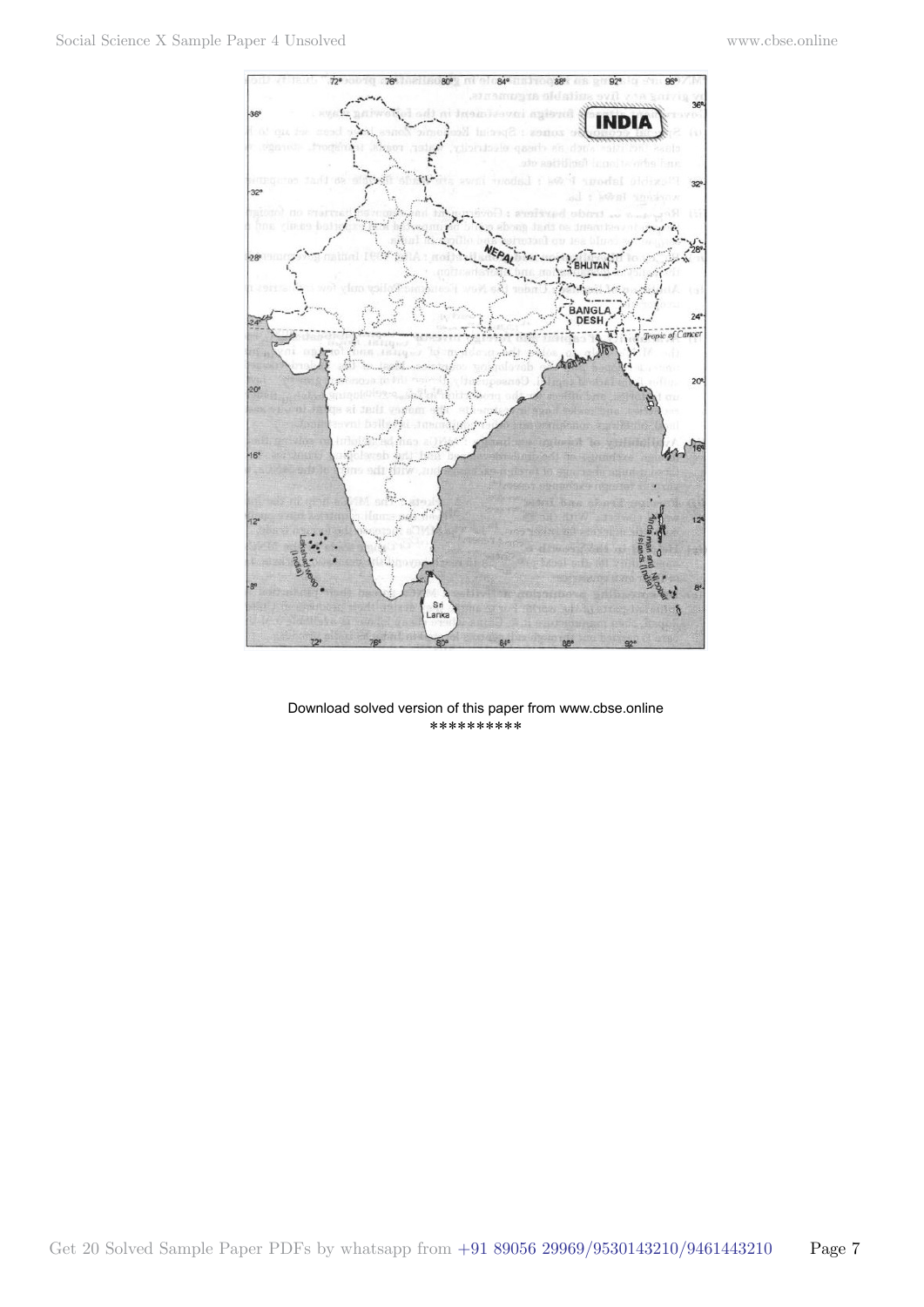Download solved version of this paper from www.cbse.online

**********